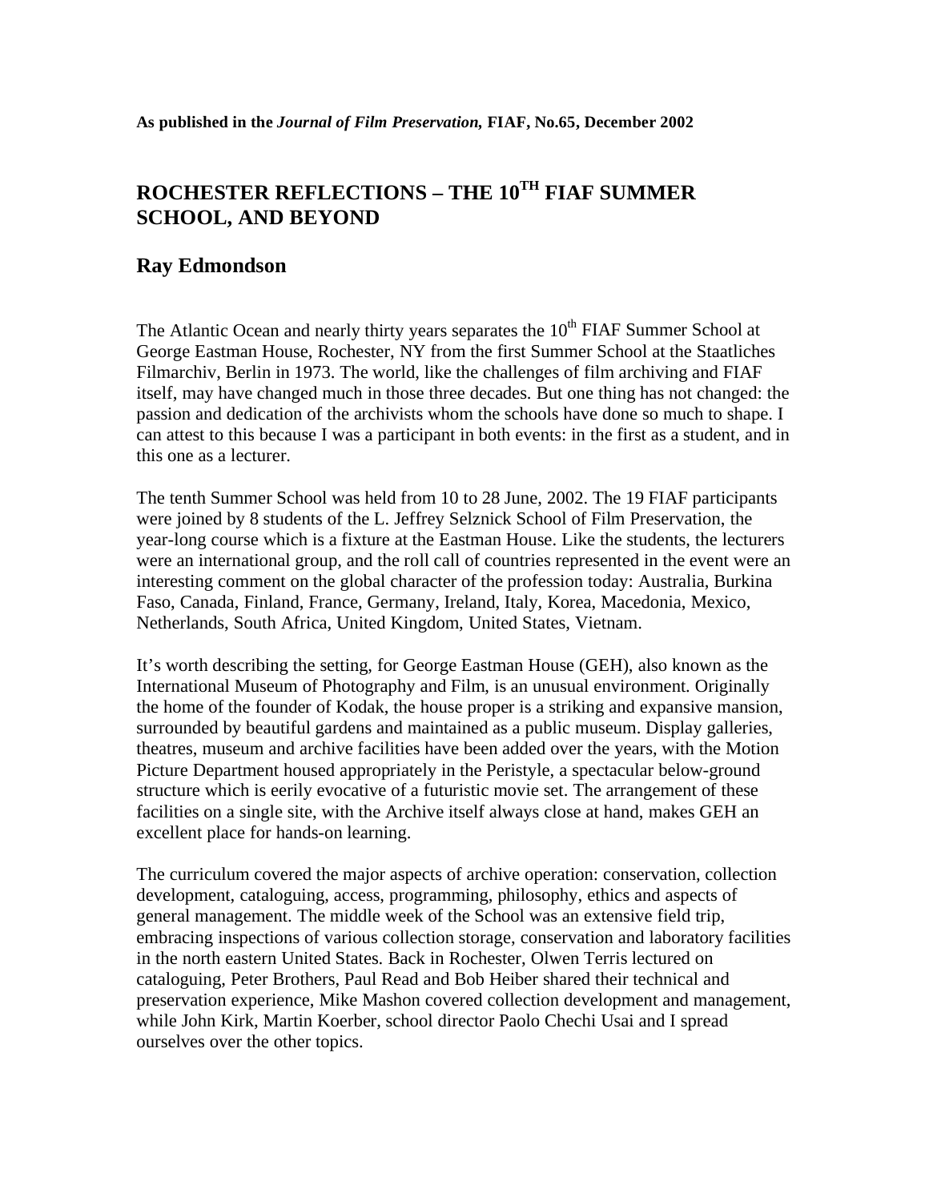**As published in the *Journal of Film Preservation,* FIAF, No.65, December 2002**

# ROCHESTER REFLECTIONS – THE 10TH FIAF SUMMER SCHOOL, AND BEYOND

## Ray Edmondson

The Atlantic Ocean and nearly thirty years separates the 10th FIAF Summer School at George Eastman House, Rochester, NY from the first Summer School at the Staatliches Filmarchiv, Berlin in 1973. The world, like the challenges of film archiving and FIAF itself, may have changed much in those three decades. But one thing has not changed: the passion and dedication of the archivists whom the schools have done so much to shape. I can attest to this because I was a participant in both events: in the first as a student, and in this one as a lecturer.

The tenth Summer School was held from 10 to 28 June, 2002. The 19 FIAF participants were joined by 8 students of the L. Jeffrey Selznick School of Film Preservation, the year-long course which is a fixture at the Eastman House. Like the students, the lecturers were an international group, and the roll call of countries represented in the event were an interesting comment on the global character of the profession today: Australia, Burkina Faso, Canada, Finland, France, Germany, Ireland, Italy, Korea, Macedonia, Mexico, Netherlands, South Africa, United Kingdom, United States, Vietnam.

It's worth describing the setting, for George Eastman House (GEH), also known as the International Museum of Photography and Film, is an unusual environment. Originally the home of the founder of Kodak, the house proper is a striking and expansive mansion, surrounded by beautiful gardens and maintained as a public museum. Display galleries, theatres, museum and archive facilities have been added over the years, with the Motion Picture Department housed appropriately in the Peristyle, a spectacular below-ground structure which is eerily evocative of a futuristic movie set. The arrangement of these facilities on a single site, with the Archive itself always close at hand, makes GEH an excellent place for hands-on learning.

The curriculum covered the major aspects of archive operation: conservation, collection development, cataloguing, access, programming, philosophy, ethics and aspects of general management. The middle week of the School was an extensive field trip, embracing inspections of various collection storage, conservation and laboratory facilities in the north eastern United States. Back in Rochester, Olwen Terris lectured on cataloguing, Peter Brothers, Paul Read and Bob Heiber shared their technical and preservation experience, Mike Mashon covered collection development and management, while John Kirk, Martin Koerber, school director Paolo Chechi Usai and I spread ourselves over the other topics.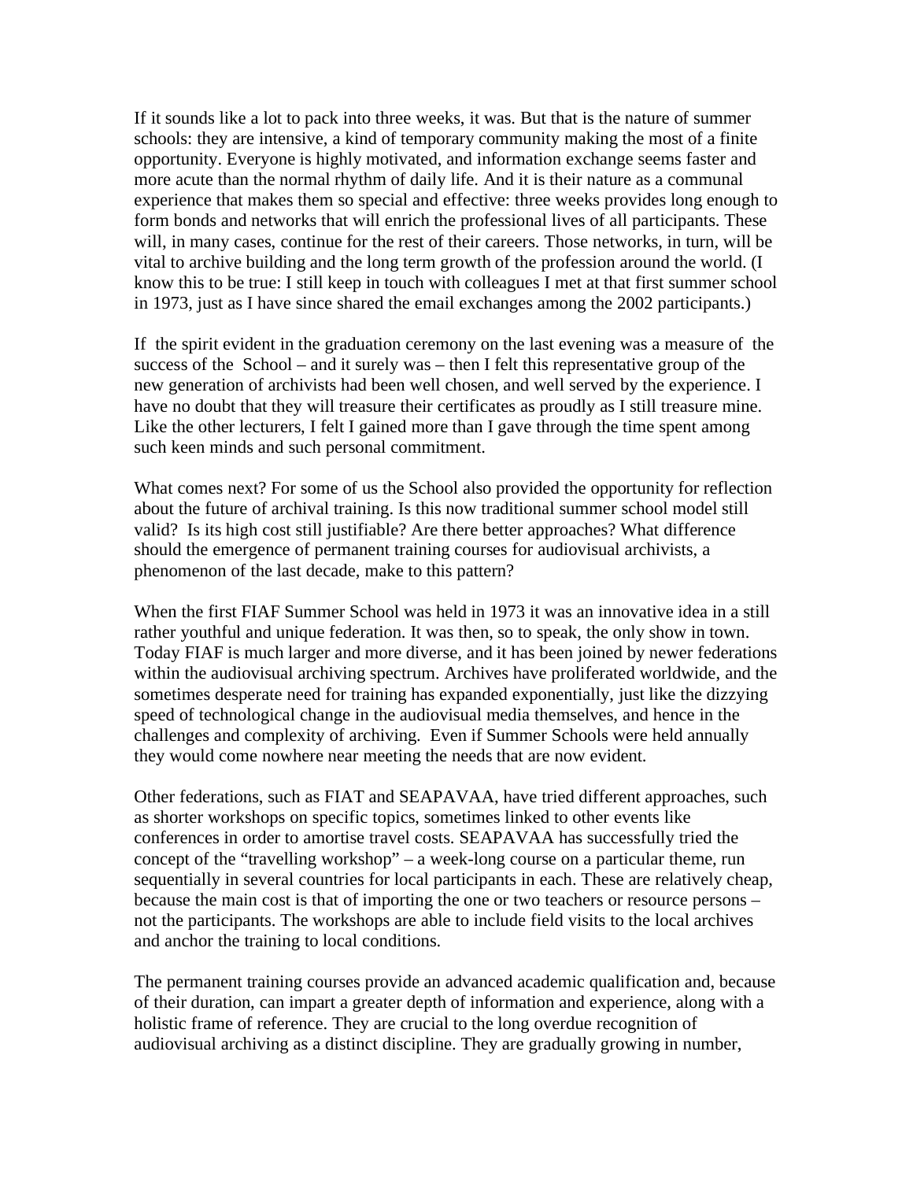If it sounds like a lot to pack into three weeks, it was. But that is the nature of summer schools: they are intensive, a kind of temporary community making the most of a finite opportunity. Everyone is highly motivated, and information exchange seems faster and more acute than the normal rhythm of daily life. And it is their nature as a communal experience that makes them so special and effective: three weeks provides long enough to form bonds and networks that will enrich the professional lives of all participants. These will, in many cases, continue for the rest of their careers. Those networks, in turn, will be vital to archive building and the long term growth of the profession around the world. (I know this to be true: I still keep in touch with colleagues I met at that first summer school in 1973, just as I have since shared the email exchanges among the 2002 participants.)

If the spirit evident in the graduation ceremony on the last evening was a measure of the success of the School – and it surely was – then I felt this representative group of the new generation of archivists had been well chosen, and well served by the experience. I have no doubt that they will treasure their certificates as proudly as I still treasure mine. Like the other lecturers, I felt I gained more than I gave through the time spent among such keen minds and such personal commitment.

What comes next? For some of us the School also provided the opportunity for reflection about the future of archival training. Is this now traditional summer school model still valid? Is its high cost still justifiable? Are there better approaches? What difference should the emergence of permanent training courses for audiovisual archivists, a phenomenon of the last decade, make to this pattern?

When the first FIAF Summer School was held in 1973 it was an innovative idea in a still rather youthful and unique federation. It was then, so to speak, the only show in town. Today FIAF is much larger and more diverse, and it has been joined by newer federations within the audiovisual archiving spectrum. Archives have proliferated worldwide, and the sometimes desperate need for training has expanded exponentially, just like the dizzying speed of technological change in the audiovisual media themselves, and hence in the challenges and complexity of archiving. Even if Summer Schools were held annually they would come nowhere near meeting the needs that are now evident.

Other federations, such as FIAT and SEAPAVAA, have tried different approaches, such as shorter workshops on specific topics, sometimes linked to other events like conferences in order to amortise travel costs. SEAPAVAA has successfully tried the concept of the "travelling workshop" – a week-long course on a particular theme, run sequentially in several countries for local participants in each. These are relatively cheap, because the main cost is that of importing the one or two teachers or resource persons – not the participants. The workshops are able to include field visits to the local archives and anchor the training to local conditions.

The permanent training courses provide an advanced academic qualification and, because of their duration, can impart a greater depth of information and experience, along with a holistic frame of reference. They are crucial to the long overdue recognition of audiovisual archiving as a distinct discipline. They are gradually growing in number,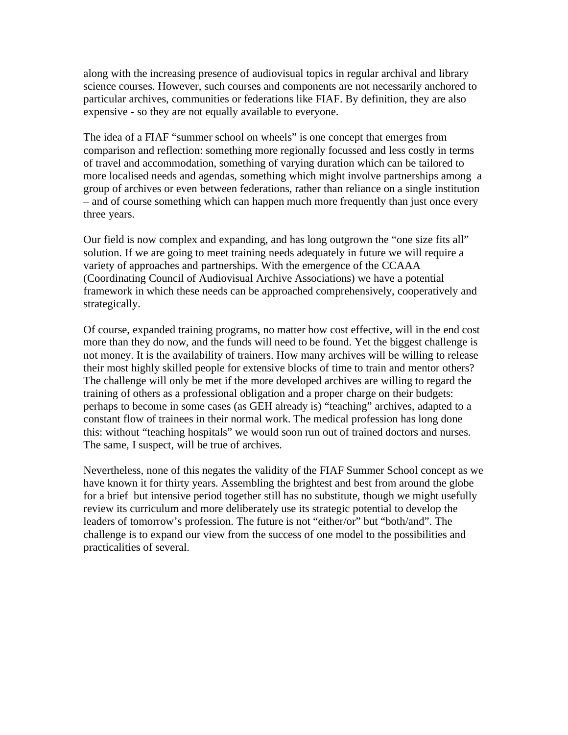along with the increasing presence of audiovisual topics in regular archival and library science courses. However, such courses and components are not necessarily anchored to particular archives, communities or federations like FIAF. By definition, they are also expensive - so they are not equally available to everyone.

The idea of a FIAF "summer school on wheels" is one concept that emerges from comparison and reflection: something more regionally focussed and less costly in terms of travel and accommodation, something of varying duration which can be tailored to more localised needs and agendas, something which might involve partnerships among a group of archives or even between federations, rather than reliance on a single institution – and of course something which can happen much more frequently than just once every three years.

Our field is now complex and expanding, and has long outgrown the "one size fits all" solution. If we are going to meet training needs adequately in future we will require a variety of approaches and partnerships. With the emergence of the CCAAA (Coordinating Council of Audiovisual Archive Associations) we have a potential framework in which these needs can be approached comprehensively, cooperatively and strategically.

Of course, expanded training programs, no matter how cost effective, will in the end cost more than they do now, and the funds will need to be found. Yet the biggest challenge is not money. It is the availability of trainers. How many archives will be willing to release their most highly skilled people for extensive blocks of time to train and mentor others? The challenge will only be met if the more developed archives are willing to regard the training of others as a professional obligation and a proper charge on their budgets: perhaps to become in some cases (as GEH already is) "teaching" archives, adapted to a constant flow of trainees in their normal work. The medical profession has long done this: without "teaching hospitals" we would soon run out of trained doctors and nurses. The same, I suspect, will be true of archives.

Nevertheless, none of this negates the validity of the FIAF Summer School concept as we have known it for thirty years. Assembling the brightest and best from around the globe for a brief but intensive period together still has no substitute, though we might usefully review its curriculum and more deliberately use its strategic potential to develop the leaders of tomorrow's profession. The future is not "either/or" but "both/and". The challenge is to expand our view from the success of one model to the possibilities and practicalities of several.